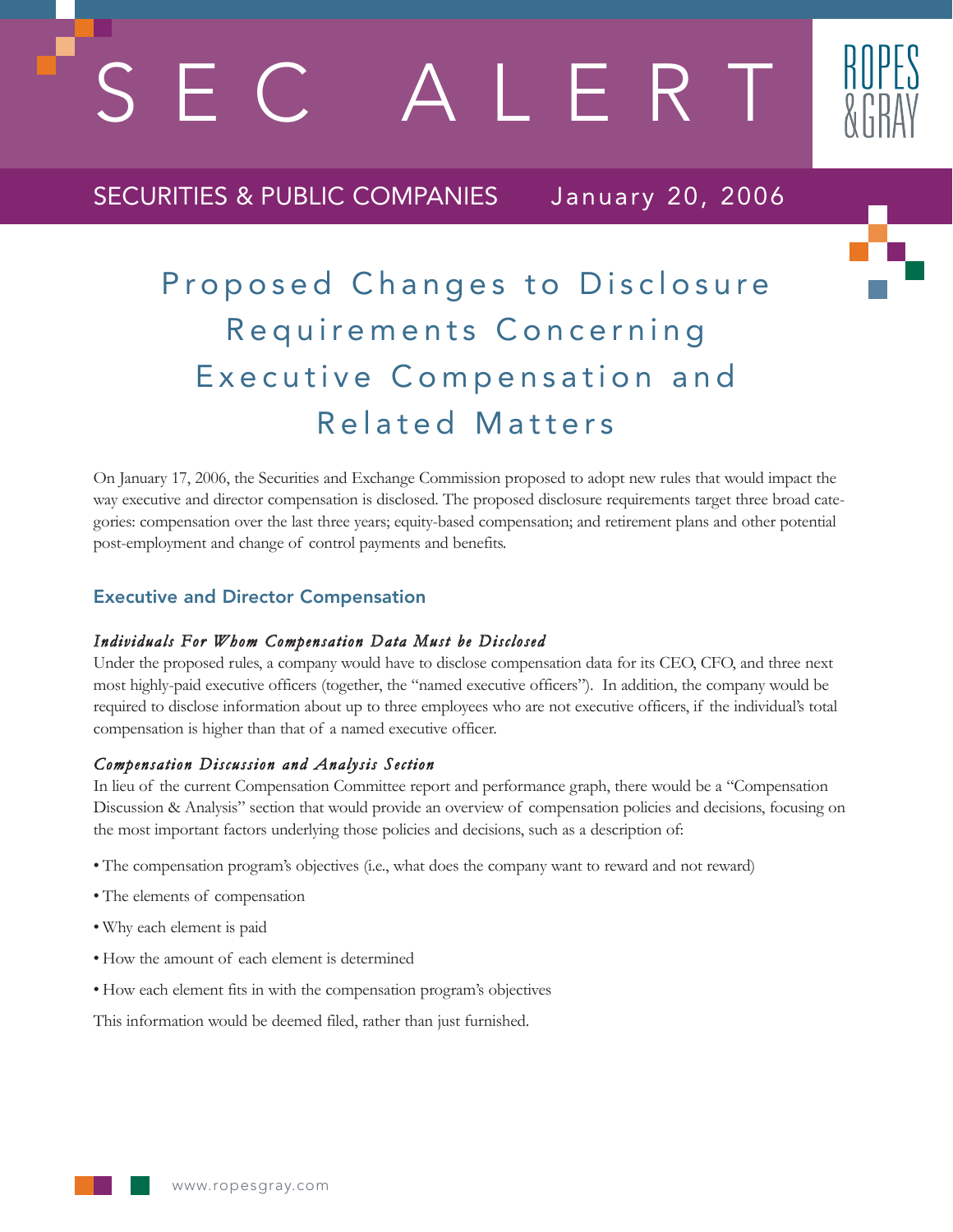# SEC ALERT

SECURITIES & PUBLIC COMPANIES January 20, 2006

# Proposed Changes to Disclosure Requirements Concerning Executive Compensation and Related Matters

On January 17, 2006, the Securities and Exchange Commission proposed to adopt new rules that would impact the way executive and director compensation is disclosed. The proposed disclosure requirements target three broad categories: compensation over the last three years; equity-based compensation; and retirement plans and other potential post-employment and change of control payments and benefits.

## Executive and Director Compensation

### *Individuals For Whom Compensation Data Must be Disclosed*

Under the proposed rules, a company would have to disclose compensation data for its CEO, CFO, and three next most highly-paid executive officers (together, the "named executive officers"). In addition, the company would be required to disclose information about up to three employees who are not executive officers, if the individual's total compensation is higher than that of a named executive officer.

### *Compensation Discussion and Analysis Section*

In lieu of the current Compensation Committee report and performance graph, there would be a "Compensation Discussion & Analysis" section that would provide an overview of compensation policies and decisions, focusing on the most important factors underlying those policies and decisions, such as a description of:

- The compensation program's objectives (i.e., what does the company want to reward and not reward)
- The elements of compensation
- Why each element is paid
- How the amount of each element is determined
- How each element fits in with the compensation program's objectives

This information would be deemed filed, rather than just furnished.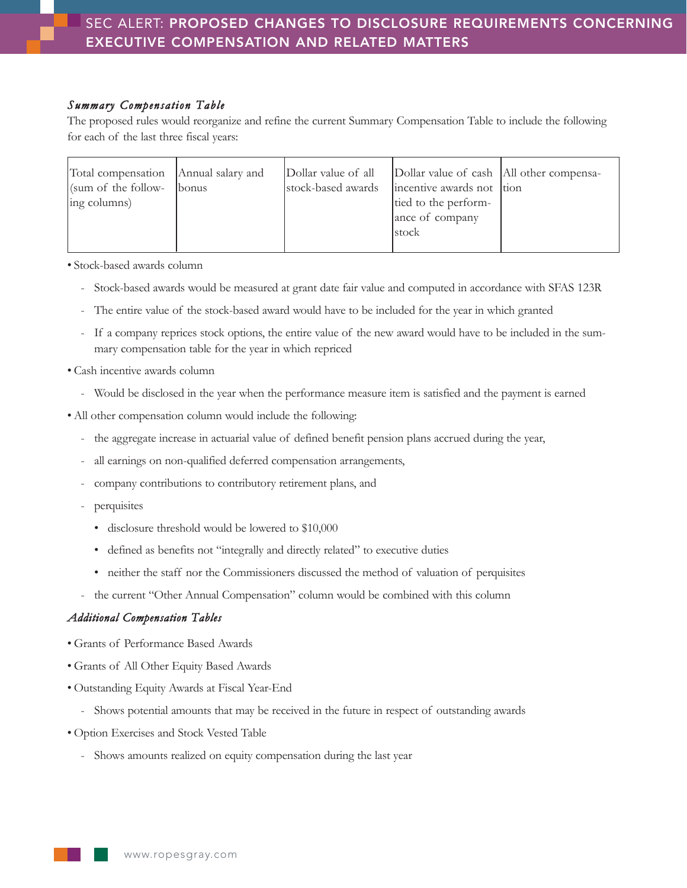### *Summary Compensation Table*

The proposed rules would reorganize and refine the current Summary Compensation Table to include the following for each of the last three fiscal years:

| Total compensation (sum of the following columns) | Annual salary and bonus | Dollar value of all stock-based awards | Dollar value of cash incentive awards not tied to the performance of company stock | All other compensation |
|---|---|---|---|---|

- Stock-based awards column
  - Stock-based awards would be measured at grant date fair value and computed in accordance with SFAS 123R
  - The entire value of the stock-based award would have to be included for the year in which granted
  - If a company reprices stock options, the entire value of the new award would have to be included in the summary compensation table for the year in which repriced
- Cash incentive awards column
  - Would be disclosed in the year when the performance measure item is satisfied and the payment is earned
- All other compensation column would include the following:
  - the aggregate increase in actuarial value of defined benefit pension plans accrued during the year,
  - all earnings on non-qualified deferred compensation arrangements,
  - company contributions to contributory retirement plans, and
  - perquisites
    - disclosure threshold would be lowered to $10,000
    - defined as benefits not "integrally and directly related" to executive duties
    - neither the staff nor the Commissioners discussed the method of valuation of perquisites
  - the current "Other Annual Compensation" column would be combined with this column

### *Additional Compensation Tables*

- Grants of Performance Based Awards
- Grants of All Other Equity Based Awards
- Outstanding Equity Awards at Fiscal Year-End
  - Shows potential amounts that may be received in the future in respect of outstanding awards
- Option Exercises and Stock Vested Table
  - Shows amounts realized on equity compensation during the last year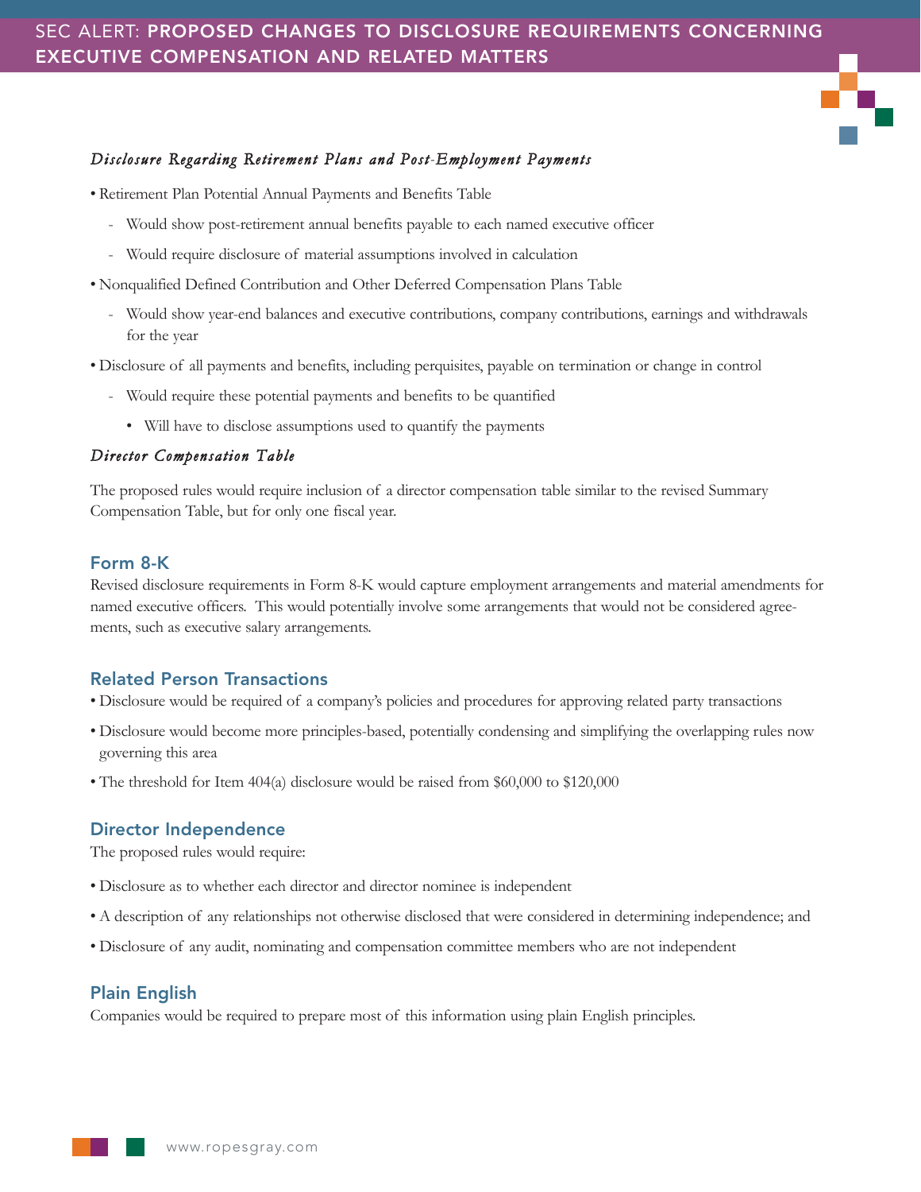### *Disclosure Regarding Retirement Plans and Post-Employment Payments*

- Retirement Plan Potential Annual Payments and Benefits Table
  - Would show post-retirement annual benefits payable to each named executive officer
  - Would require disclosure of material assumptions involved in calculation
- Nonqualified Defined Contribution and Other Deferred Compensation Plans Table
  - Would show year-end balances and executive contributions, company contributions, earnings and withdrawals for the year
- Disclosure of all payments and benefits, including perquisites, payable on termination or change in control
  - Would require these potential payments and benefits to be quantified
    - Will have to disclose assumptions used to quantify the payments

### *Director Compensation Table*

The proposed rules would require inclusion of a director compensation table similar to the revised Summary Compensation Table, but for only one fiscal year.

## Form 8-K

Revised disclosure requirements in Form 8-K would capture employment arrangements and material amendments for named executive officers. This would potentially involve some arrangements that would not be considered agreements, such as executive salary arrangements.

## Related Person Transactions

- Disclosure would be required of a company's policies and procedures for approving related party transactions
- Disclosure would become more principles-based, potentially condensing and simplifying the overlapping rules now governing this area
- The threshold for Item 404(a) disclosure would be raised from $60,000 to $120,000

## Director Independence

The proposed rules would require:

- Disclosure as to whether each director and director nominee is independent
- A description of any relationships not otherwise disclosed that were considered in determining independence; and
- Disclosure of any audit, nominating and compensation committee members who are not independent

## Plain English

Companies would be required to prepare most of this information using plain English principles.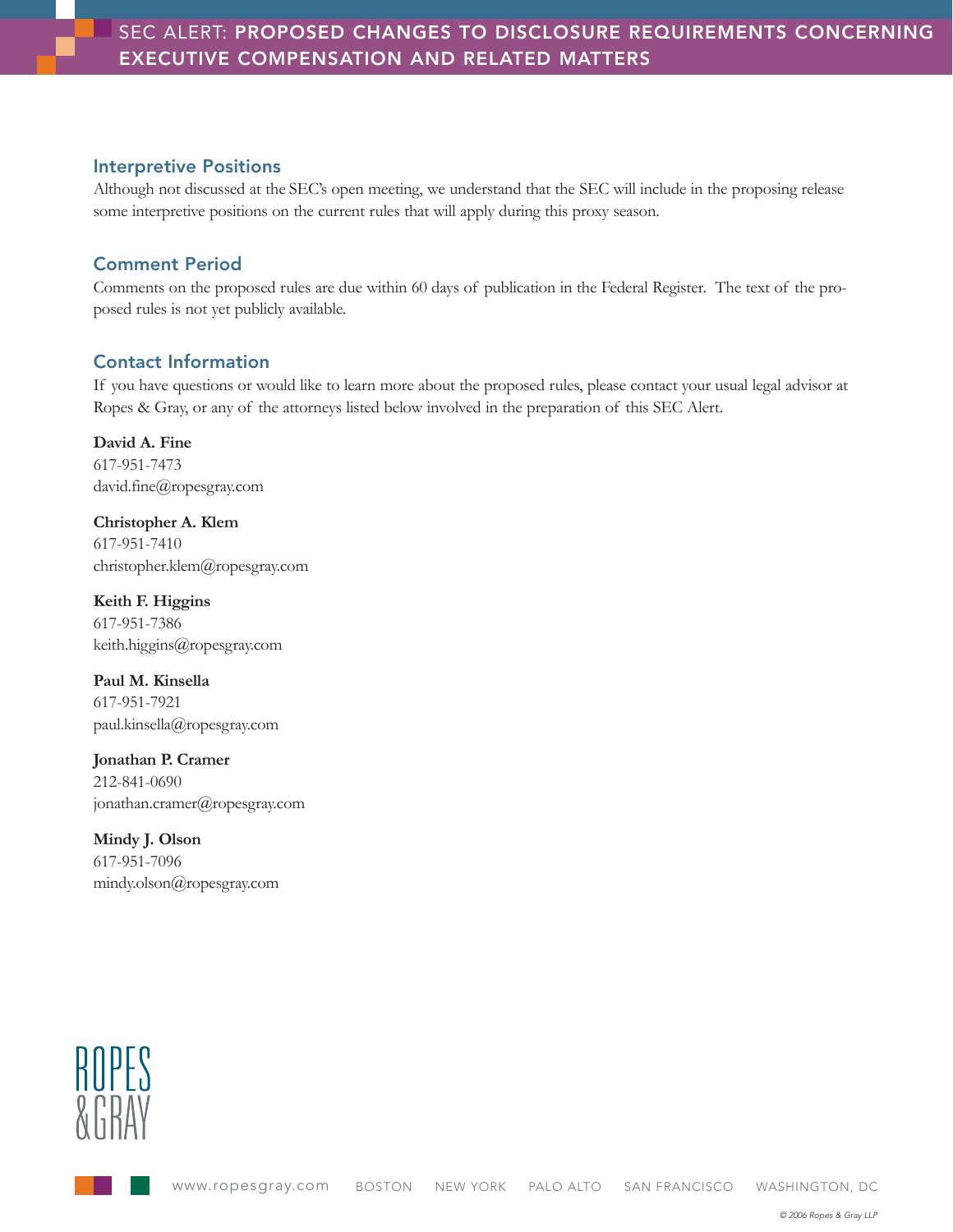## Interpretive Positions

Although not discussed at the SEC's open meeting, we understand that the SEC will include in the proposing release some interpretive positions on the current rules that will apply during this proxy season.

## Comment Period

Comments on the proposed rules are due within 60 days of publication in the Federal Register. The text of the proposed rules is not yet publicly available.

## Contact Information

If you have questions or would like to learn more about the proposed rules, please contact your usual legal advisor at Ropes & Gray, or any of the attorneys listed below involved in the preparation of this SEC Alert.

**David A. Fine**
617-951-7473
david.fine@ropesgray.com

**Christopher A. Klem**
617-951-7410
christopher.klem@ropesgray.com

**Keith F. Higgins**
617-951-7386
keith.higgins@ropesgray.com

**Paul M. Kinsella**
617-951-7921
paul.kinsella@ropesgray.com

**Jonathan P. Cramer**
212-841-0690
jonathan.cramer@ropesgray.com

**Mindy J. Olson**
617-951-7096
mindy.olson@ropesgray.com

ROPES & GRAY

www.ropesgray.com BOSTON NEW YORK PALO ALTO SAN FRANCISCO WASHINGTON, DC

*© 2006 Ropes & Gray LLP*